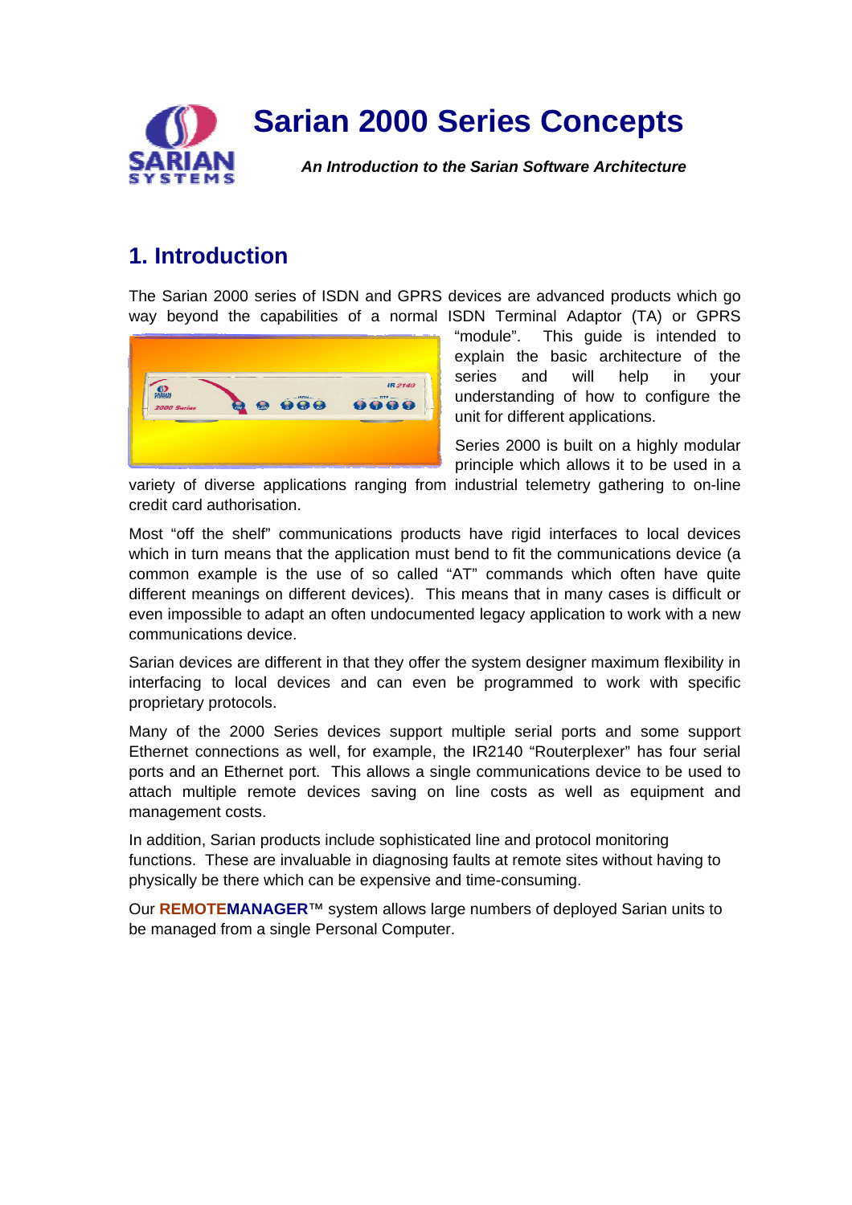# Sarian 2000 Series Concepts

***An Introduction to the Sarian Software Architecture***

## 1. Introduction

The Sarian 2000 series of ISDN and GPRS devices are advanced products which go way beyond the capabilities of a normal ISDN Terminal Adaptor (TA) or GPRS "module". This guide is intended to explain the basic architecture of the series and will help in your understanding of how to configure the unit for different applications.

Series 2000 is built on a highly modular principle which allows it to be used in a variety of diverse applications ranging from industrial telemetry gathering to on-line credit card authorisation.

Most "off the shelf" communications products have rigid interfaces to local devices which in turn means that the application must bend to fit the communications device (a common example is the use of so called "AT" commands which often have quite different meanings on different devices). This means that in many cases is difficult or even impossible to adapt an often undocumented legacy application to work with a new communications device.

Sarian devices are different in that they offer the system designer maximum flexibility in interfacing to local devices and can even be programmed to work with specific proprietary protocols.

Many of the 2000 Series devices support multiple serial ports and some support Ethernet connections as well, for example, the IR2140 "Routerplexer" has four serial ports and an Ethernet port. This allows a single communications device to be used to attach multiple remote devices saving on line costs as well as equipment and management costs.

In addition, Sarian products include sophisticated line and protocol monitoring functions. These are invaluable in diagnosing faults at remote sites without having to physically be there which can be expensive and time-consuming.

Our **REMOTEMANAGER**™ system allows large numbers of deployed Sarian units to be managed from a single Personal Computer.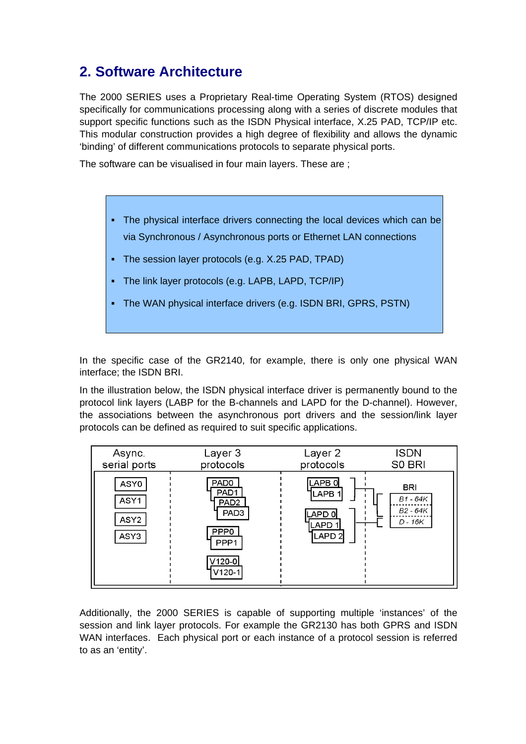## 2. Software Architecture

The 2000 SERIES uses a Proprietary Real-time Operating System (RTOS) designed specifically for communications processing along with a series of discrete modules that support specific functions such as the ISDN Physical interface, X.25 PAD, TCP/IP etc. This modular construction provides a high degree of flexibility and allows the dynamic 'binding' of different communications protocols to separate physical ports.

The software can be visualised in four main layers. These are ;

- The physical interface drivers connecting the local devices which can be via Synchronous / Asynchronous ports or Ethernet LAN connections
- The session layer protocols (e.g. X.25 PAD, TPAD)
- The link layer protocols (e.g. LAPB, LAPD, TCP/IP)
- The WAN physical interface drivers (e.g. ISDN BRI, GPRS, PSTN)

In the specific case of the GR2140, for example, there is only one physical WAN interface; the ISDN BRI.

In the illustration below, the ISDN physical interface driver is permanently bound to the protocol link layers (LABP for the B-channels and LAPD for the D-channel). However, the associations between the asynchronous port drivers and the session/link layer protocols can be defined as required to suit specific applications.

| Async. serial ports | Layer 3 protocols | Layer 2 protocols | ISDN S0 BRI |
|---|---|---|---|
| ASY0 | PAD0 | LAPB 0 | BRI |
| ASY1 | PAD1 | LAPB 1 | B1 - 64K |
| ASY2 | PAD2 | LAPD 0 | B2 - 64K |
| ASY3 | PAD3 | LAPD 1 | D - 16K |
| | PPP0 | LAPD 2 | |
| | PPP1 | | |
| | V120-0 | | |
| | V120-1 | | |

Additionally, the 2000 SERIES is capable of supporting multiple 'instances' of the session and link layer protocols. For example the GR2130 has both GPRS and ISDN WAN interfaces. Each physical port or each instance of a protocol session is referred to as an 'entity'.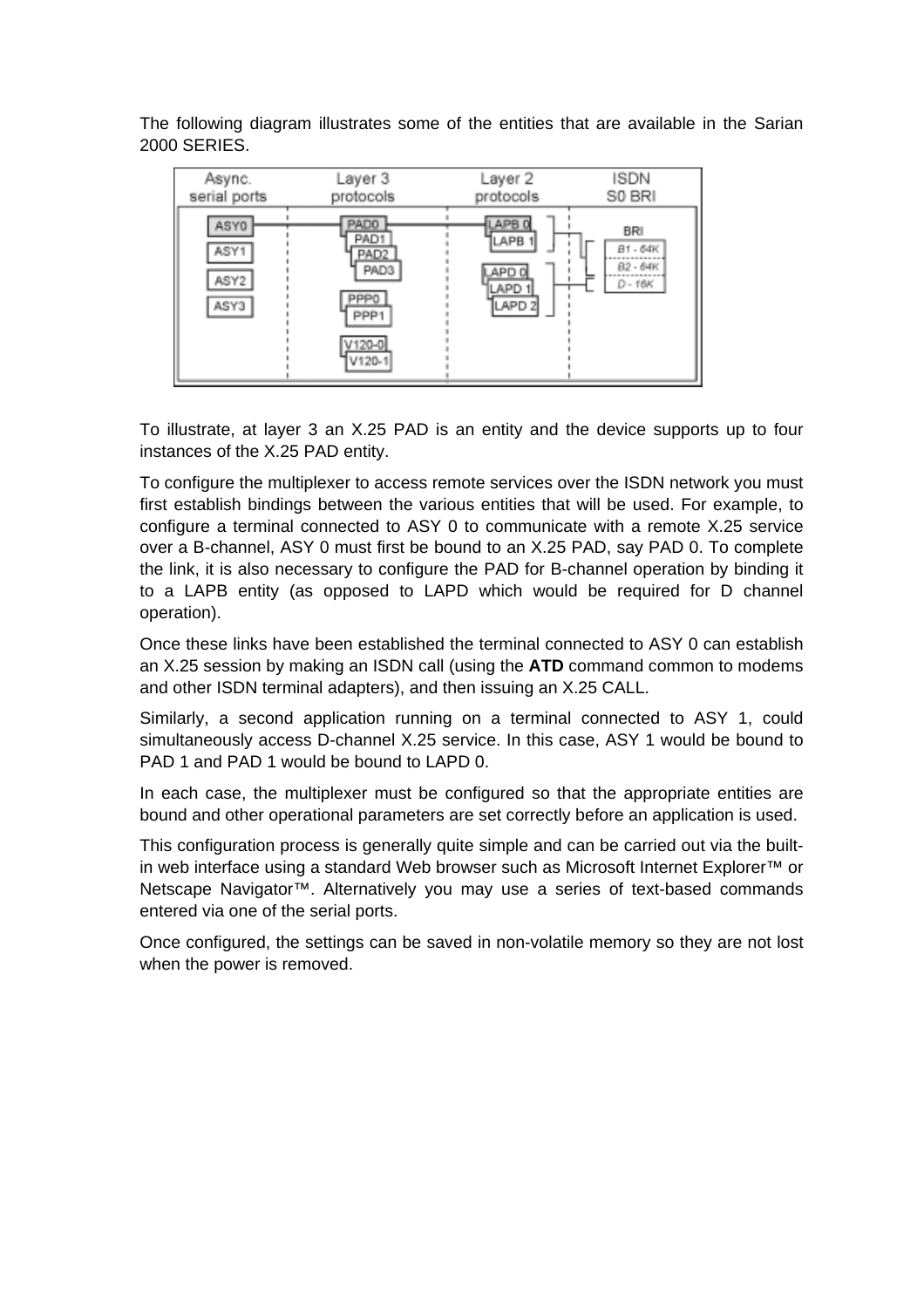The following diagram illustrates some of the entities that are available in the Sarian 2000 SERIES.

To illustrate, at layer 3 an X.25 PAD is an entity and the device supports up to four instances of the X.25 PAD entity.

To configure the multiplexer to access remote services over the ISDN network you must first establish bindings between the various entities that will be used. For example, to configure a terminal connected to ASY 0 to communicate with a remote X.25 service over a B-channel, ASY 0 must first be bound to an X.25 PAD, say PAD 0. To complete the link, it is also necessary to configure the PAD for B-channel operation by binding it to a LAPB entity (as opposed to LAPD which would be required for D channel operation).

Once these links have been established the terminal connected to ASY 0 can establish an X.25 session by making an ISDN call (using the **ATD** command common to modems and other ISDN terminal adapters), and then issuing an X.25 CALL.

Similarly, a second application running on a terminal connected to ASY 1, could simultaneously access D-channel X.25 service. In this case, ASY 1 would be bound to PAD 1 and PAD 1 would be bound to LAPD 0.

In each case, the multiplexer must be configured so that the appropriate entities are bound and other operational parameters are set correctly before an application is used.

This configuration process is generally quite simple and can be carried out via the built-in web interface using a standard Web browser such as Microsoft Internet Explorer™ or Netscape Navigator™. Alternatively you may use a series of text-based commands entered via one of the serial ports.

Once configured, the settings can be saved in non-volatile memory so they are not lost when the power is removed.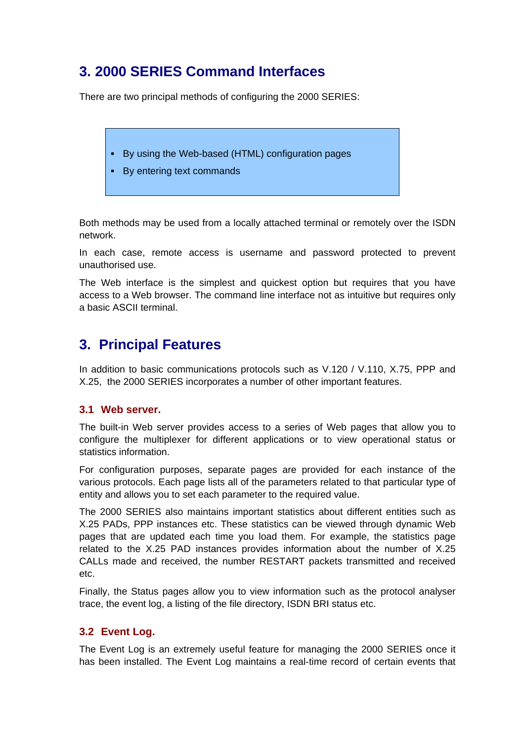# 3. 2000 SERIES Command Interfaces

There are two principal methods of configuring the 2000 SERIES:

- By using the Web-based (HTML) configuration pages
- By entering text commands

Both methods may be used from a locally attached terminal or remotely over the ISDN network.

In each case, remote access is username and password protected to prevent unauthorised use.

The Web interface is the simplest and quickest option but requires that you have access to a Web browser. The command line interface not as intuitive but requires only a basic ASCII terminal.

# 3. Principal Features

In addition to basic communications protocols such as V.120 / V.110, X.75, PPP and X.25, the 2000 SERIES incorporates a number of other important features.

## 3.1 Web server.

The built-in Web server provides access to a series of Web pages that allow you to configure the multiplexer for different applications or to view operational status or statistics information.

For configuration purposes, separate pages are provided for each instance of the various protocols. Each page lists all of the parameters related to that particular type of entity and allows you to set each parameter to the required value.

The 2000 SERIES also maintains important statistics about different entities such as X.25 PADs, PPP instances etc. These statistics can be viewed through dynamic Web pages that are updated each time you load them. For example, the statistics page related to the X.25 PAD instances provides information about the number of X.25 CALLs made and received, the number RESTART packets transmitted and received etc.

Finally, the Status pages allow you to view information such as the protocol analyser trace, the event log, a listing of the file directory, ISDN BRI status etc.

## 3.2 Event Log.

The Event Log is an extremely useful feature for managing the 2000 SERIES once it has been installed. The Event Log maintains a real-time record of certain events that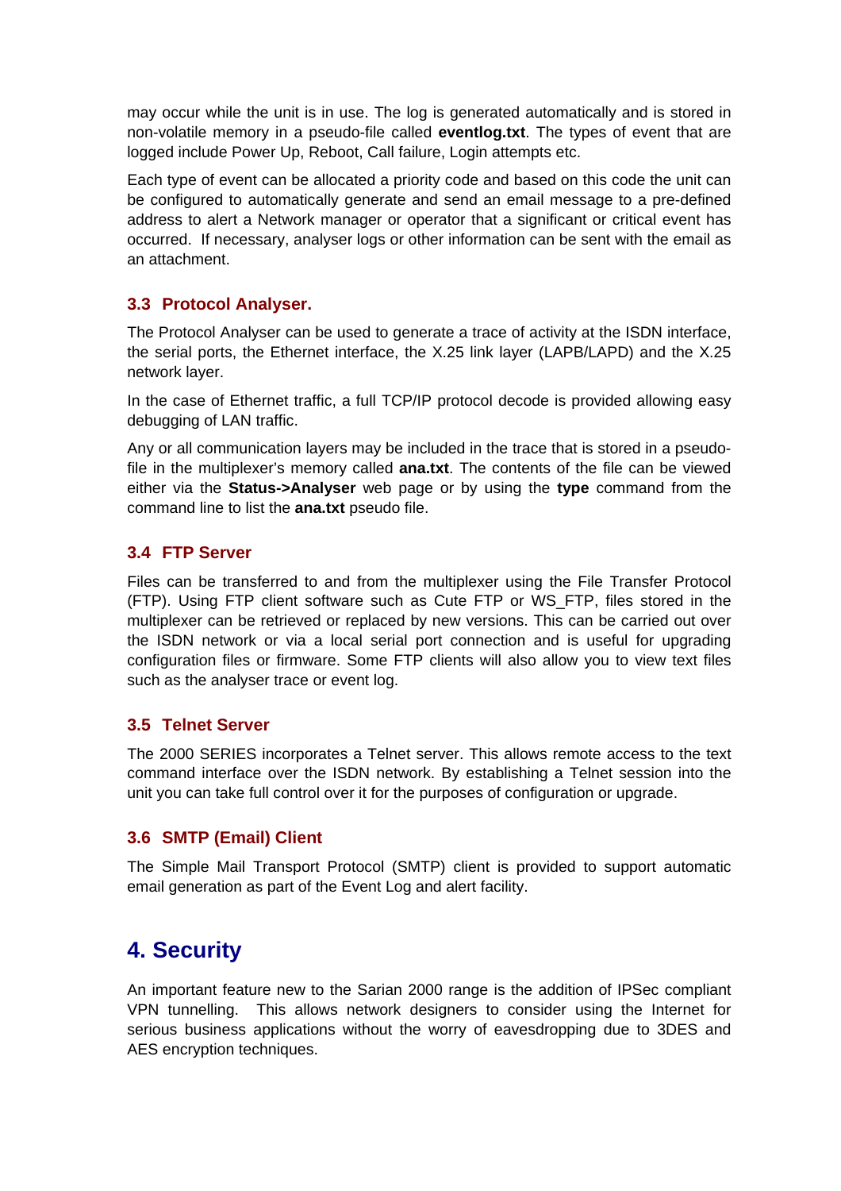may occur while the unit is in use. The log is generated automatically and is stored in non-volatile memory in a pseudo-file called **eventlog.txt**. The types of event that are logged include Power Up, Reboot, Call failure, Login attempts etc.

Each type of event can be allocated a priority code and based on this code the unit can be configured to automatically generate and send an email message to a pre-defined address to alert a Network manager or operator that a significant or critical event has occurred. If necessary, analyser logs or other information can be sent with the email as an attachment.

### 3.3 Protocol Analyser.

The Protocol Analyser can be used to generate a trace of activity at the ISDN interface, the serial ports, the Ethernet interface, the X.25 link layer (LAPB/LAPD) and the X.25 network layer.

In the case of Ethernet traffic, a full TCP/IP protocol decode is provided allowing easy debugging of LAN traffic.

Any or all communication layers may be included in the trace that is stored in a pseudo-file in the multiplexer's memory called **ana.txt**. The contents of the file can be viewed either via the **Status->Analyser** web page or by using the **type** command from the command line to list the **ana.txt** pseudo file.

### 3.4 FTP Server

Files can be transferred to and from the multiplexer using the File Transfer Protocol (FTP). Using FTP client software such as Cute FTP or WS_FTP, files stored in the multiplexer can be retrieved or replaced by new versions. This can be carried out over the ISDN network or via a local serial port connection and is useful for upgrading configuration files or firmware. Some FTP clients will also allow you to view text files such as the analyser trace or event log.

### 3.5 Telnet Server

The 2000 SERIES incorporates a Telnet server. This allows remote access to the text command interface over the ISDN network. By establishing a Telnet session into the unit you can take full control over it for the purposes of configuration or upgrade.

### 3.6 SMTP (Email) Client

The Simple Mail Transport Protocol (SMTP) client is provided to support automatic email generation as part of the Event Log and alert facility.

## 4. Security

An important feature new to the Sarian 2000 range is the addition of IPSec compliant VPN tunnelling. This allows network designers to consider using the Internet for serious business applications without the worry of eavesdropping due to 3DES and AES encryption techniques.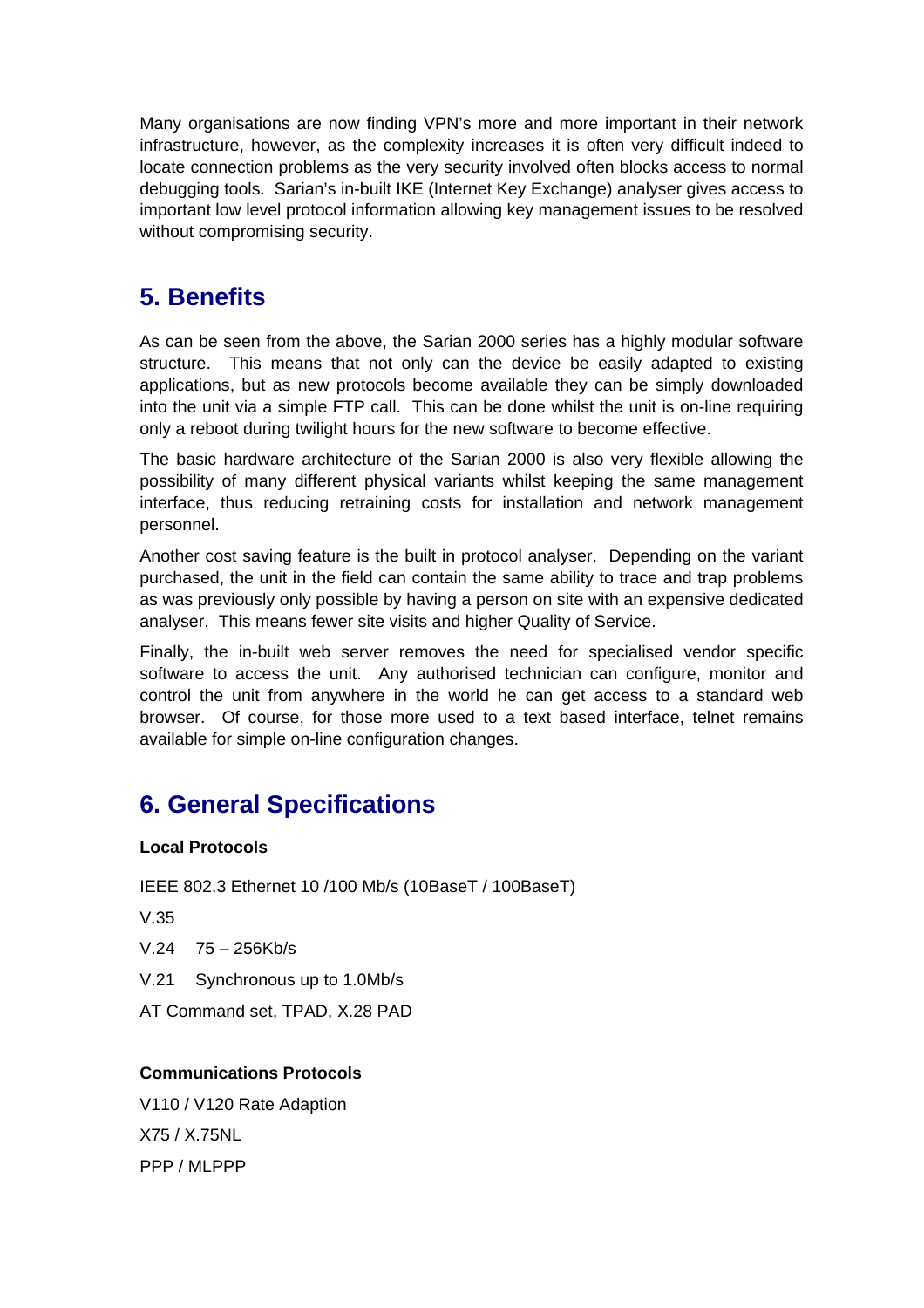Many organisations are now finding VPN's more and more important in their network infrastructure, however, as the complexity increases it is often very difficult indeed to locate connection problems as the very security involved often blocks access to normal debugging tools. Sarian's in-built IKE (Internet Key Exchange) analyser gives access to important low level protocol information allowing key management issues to be resolved without compromising security.

## 5. Benefits

As can be seen from the above, the Sarian 2000 series has a highly modular software structure. This means that not only can the device be easily adapted to existing applications, but as new protocols become available they can be simply downloaded into the unit via a simple FTP call. This can be done whilst the unit is on-line requiring only a reboot during twilight hours for the new software to become effective.

The basic hardware architecture of the Sarian 2000 is also very flexible allowing the possibility of many different physical variants whilst keeping the same management interface, thus reducing retraining costs for installation and network management personnel.

Another cost saving feature is the built in protocol analyser. Depending on the variant purchased, the unit in the field can contain the same ability to trace and trap problems as was previously only possible by having a person on site with an expensive dedicated analyser. This means fewer site visits and higher Quality of Service.

Finally, the in-built web server removes the need for specialised vendor specific software to access the unit. Any authorised technician can configure, monitor and control the unit from anywhere in the world he can get access to a standard web browser. Of course, for those more used to a text based interface, telnet remains available for simple on-line configuration changes.

## 6. General Specifications

**Local Protocols**

IEEE 802.3 Ethernet 10 /100 Mb/s (10BaseT / 100BaseT)

V.35

V.24 75 – 256Kb/s

V.21 Synchronous up to 1.0Mb/s

AT Command set, TPAD, X.28 PAD

**Communications Protocols**

V110 / V120 Rate Adaption

X75 / X.75NL

PPP / MLPPP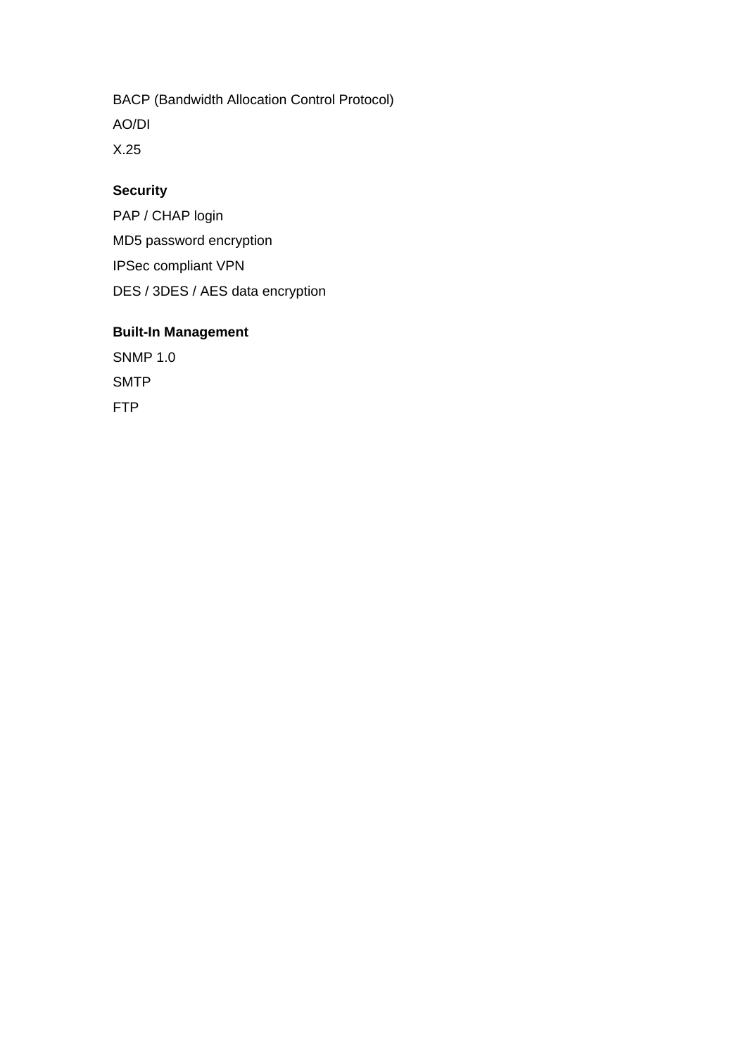BACP (Bandwidth Allocation Control Protocol)

AO/DI

X.25

**Security**

PAP / CHAP login

MD5 password encryption

IPSec compliant VPN

DES / 3DES / AES data encryption

**Built-In Management**

SNMP 1.0

SMTP

FTP